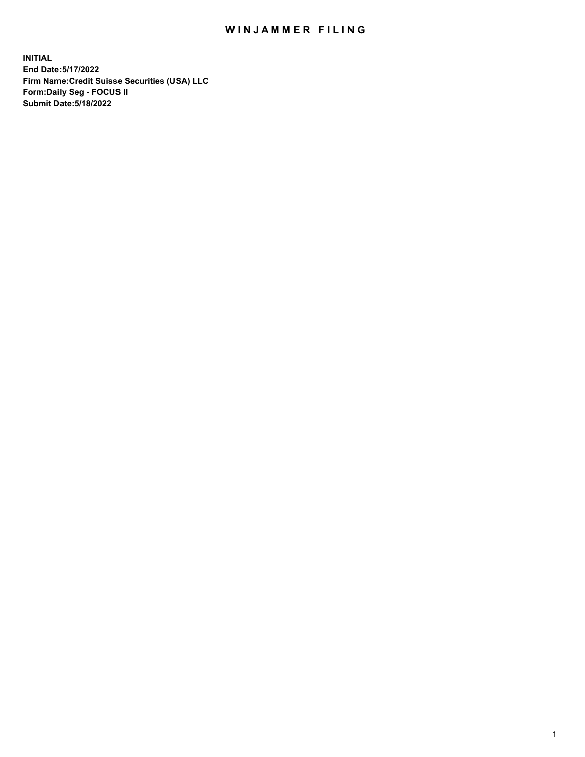# WINJAMMER FILING

**INITIAL**
**End Date:5/17/2022**
**Firm Name:Credit Suisse Securities (USA) LLC**
**Form:Daily Seg - FOCUS II**
**Submit Date:5/18/2022**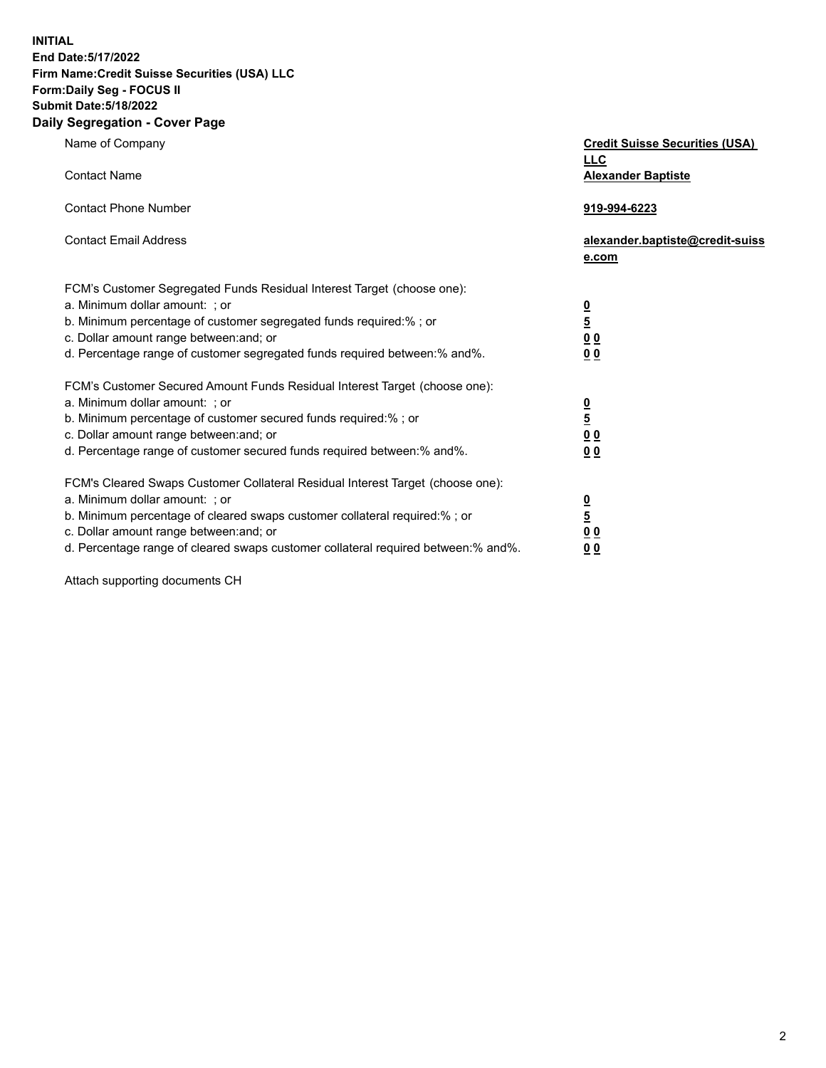**INITIAL**
**End Date:5/17/2022**
**Firm Name:Credit Suisse Securities (USA) LLC**
**Form:Daily Seg - FOCUS II**
**Submit Date:5/18/2022**

## Daily Segregation - Cover Page

| | |
|---|---|
| Name of Company | **Credit Suisse Securities (USA) LLC** |
| Contact Name | **Alexander Baptiste** |
| Contact Phone Number | **919-994-6223** |
| Contact Email Address | **alexander.baptiste@credit-suisse.com** |

FCM's Customer Segregated Funds Residual Interest Target (choose one):

| | |
|---|---|
| a. Minimum dollar amount: ; or | **0** |
| b. Minimum percentage of customer segregated funds required:% ; or | **5** |
| c. Dollar amount range between:and; or | **0 0** |
| d. Percentage range of customer segregated funds required between:% and%. | **0 0** |

FCM's Customer Secured Amount Funds Residual Interest Target (choose one):

| | |
|---|---|
| a. Minimum dollar amount: ; or | **0** |
| b. Minimum percentage of customer secured funds required:% ; or | **5** |
| c. Dollar amount range between:and; or | **0 0** |
| d. Percentage range of customer secured funds required between:% and%. | **0 0** |

FCM's Cleared Swaps Customer Collateral Residual Interest Target (choose one):

| | |
|---|---|
| a. Minimum dollar amount: ; or | **0** |
| b. Minimum percentage of cleared swaps customer collateral required:% ; or | **5** |
| c. Dollar amount range between:and; or | **0 0** |
| d. Percentage range of cleared swaps customer collateral required between:% and%. | **0 0** |

Attach supporting documents CH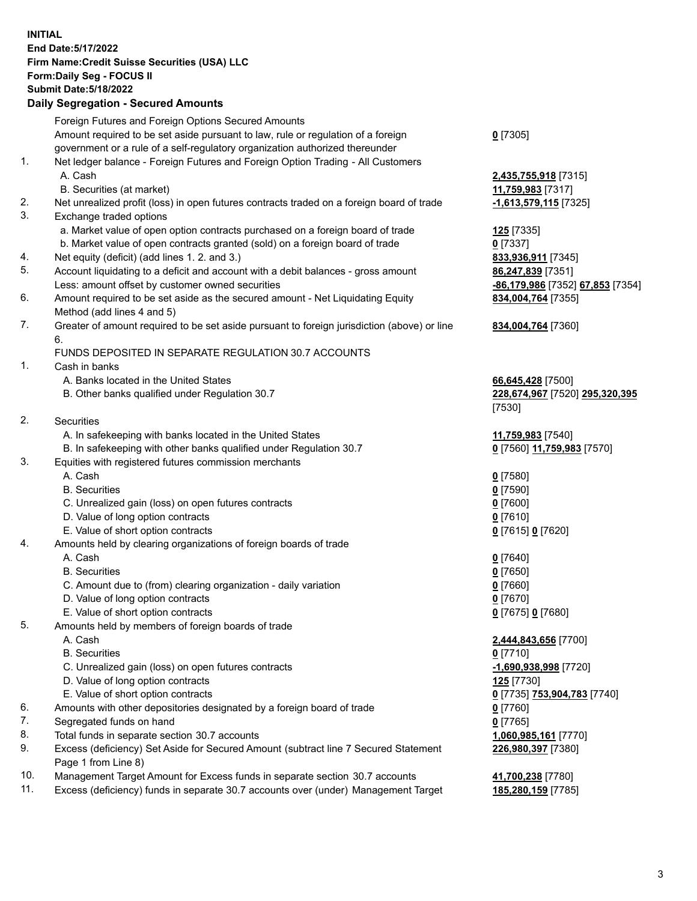**INITIAL**
**End Date:5/17/2022**
**Firm Name:Credit Suisse Securities (USA) LLC**
**Form:Daily Seg - FOCUS II**
**Submit Date:5/18/2022**

## Daily Segregation - Secured Amounts

| | | |
|---|---|---|
| | Foreign Futures and Foreign Options Secured Amounts | |
| | Amount required to be set aside pursuant to law, rule or regulation of a foreign government or a rule of a self-regulatory organization authorized thereunder | **0** [7305] |
| 1. | Net ledger balance - Foreign Futures and Foreign Option Trading - All Customers | |
| | A. Cash | **2,435,755,918** [7315] |
| | B. Securities (at market) | **11,759,983** [7317] |
| 2. | Net unrealized profit (loss) in open futures contracts traded on a foreign board of trade | **-1,613,579,115** [7325] |
| 3. | Exchange traded options | |
| | a. Market value of open option contracts purchased on a foreign board of trade | **125** [7335] |
| | b. Market value of open contracts granted (sold) on a foreign board of trade | **0** [7337] |
| 4. | Net equity (deficit) (add lines 1. 2. and 3.) | **833,936,911** [7345] |
| 5. | Account liquidating to a deficit and account with a debit balances - gross amount | **86,247,839** [7351] |
| | Less: amount offset by customer owned securities | **-86,179,986** [7352] **67,853** [7354] |
| 6. | Amount required to be set aside as the secured amount - Net Liquidating Equity Method (add lines 4 and 5) | **834,004,764** [7355] |
| 7. | Greater of amount required to be set aside pursuant to foreign jurisdiction (above) or line 6. | **834,004,764** [7360] |
| | FUNDS DEPOSITED IN SEPARATE REGULATION 30.7 ACCOUNTS | |
| 1. | Cash in banks | |
| | A. Banks located in the United States | **66,645,428** [7500] |
| | B. Other banks qualified under Regulation 30.7 | **228,674,967** [7520] **295,320,395** [7530] |
| 2. | Securities | |
| | A. In safekeeping with banks located in the United States | **11,759,983** [7540] |
| | B. In safekeeping with other banks qualified under Regulation 30.7 | **0** [7560] **11,759,983** [7570] |
| 3. | Equities with registered futures commission merchants | |
| | A. Cash | **0** [7580] |
| | B. Securities | **0** [7590] |
| | C. Unrealized gain (loss) on open futures contracts | **0** [7600] |
| | D. Value of long option contracts | **0** [7610] |
| | E. Value of short option contracts | **0** [7615] **0** [7620] |
| 4. | Amounts held by clearing organizations of foreign boards of trade | |
| | A. Cash | **0** [7640] |
| | B. Securities | **0** [7650] |
| | C. Amount due to (from) clearing organization - daily variation | **0** [7660] |
| | D. Value of long option contracts | **0** [7670] |
| | E. Value of short option contracts | **0** [7675] **0** [7680] |
| 5. | Amounts held by members of foreign boards of trade | |
| | A. Cash | **2,444,843,656** [7700] |
| | B. Securities | **0** [7710] |
| | C. Unrealized gain (loss) on open futures contracts | **-1,690,938,998** [7720] |
| | D. Value of long option contracts | **125** [7730] |
| | E. Value of short option contracts | **0** [7735] **753,904,783** [7740] |
| 6. | Amounts with other depositories designated by a foreign board of trade | **0** [7760] |
| 7. | Segregated funds on hand | **0** [7765] |
| 8. | Total funds in separate section 30.7 accounts | **1,060,985,161** [7770] |
| 9. | Excess (deficiency) Set Aside for Secured Amount (subtract line 7 Secured Statement Page 1 from Line 8) | **226,980,397** [7380] |
| 10. | Management Target Amount for Excess funds in separate section 30.7 accounts | **41,700,238** [7780] |
| 11. | Excess (deficiency) funds in separate 30.7 accounts over (under) Management Target | **185,280,159** [7785] |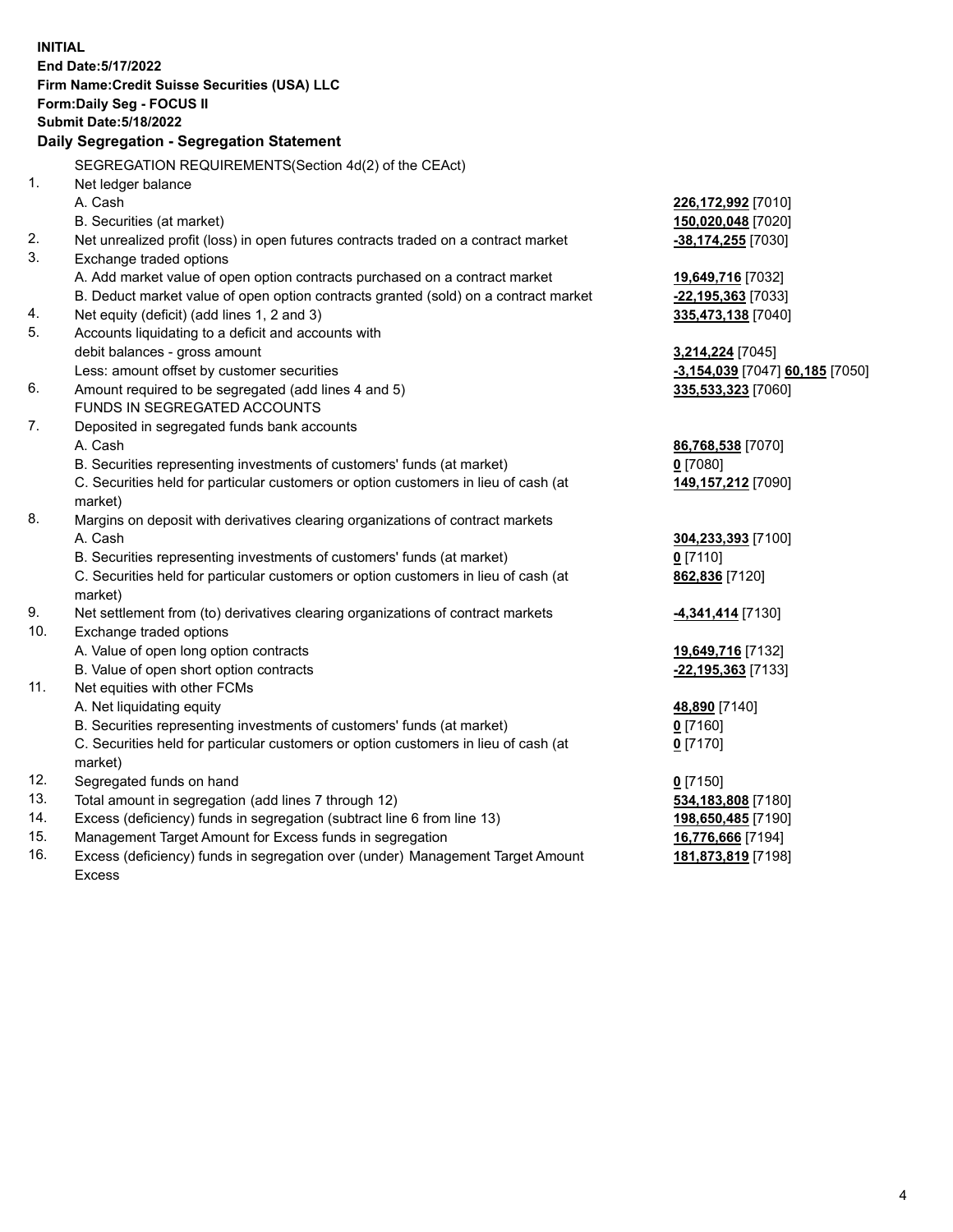**INITIAL**
**End Date:5/17/2022**
**Firm Name:Credit Suisse Securities (USA) LLC**
**Form:Daily Seg - FOCUS II**
**Submit Date:5/18/2022**

## Daily Segregation - Segregation Statement

SEGREGATION REQUIREMENTS(Section 4d(2) of the CEAct)

| | | |
|---|---|---|
| 1. | Net ledger balance | |
| | A. Cash | **226,172,992** [7010] |
| | B. Securities (at market) | **150,020,048** [7020] |
| 2. | Net unrealized profit (loss) in open futures contracts traded on a contract market | **-38,174,255** [7030] |
| 3. | Exchange traded options | |
| | A. Add market value of open option contracts purchased on a contract market | **19,649,716** [7032] |
| | B. Deduct market value of open option contracts granted (sold) on a contract market | **-22,195,363** [7033] |
| 4. | Net equity (deficit) (add lines 1, 2 and 3) | **335,473,138** [7040] |
| 5. | Accounts liquidating to a deficit and accounts with | |
| | debit balances - gross amount | **3,214,224** [7045] |
| | Less: amount offset by customer securities | **-3,154,039** [7047] **60,185** [7050] |
| 6. | Amount required to be segregated (add lines 4 and 5) | **335,533,323** [7060] |
| | FUNDS IN SEGREGATED ACCOUNTS | |
| 7. | Deposited in segregated funds bank accounts | |
| | A. Cash | **86,768,538** [7070] |
| | B. Securities representing investments of customers' funds (at market) | **0** [7080] |
| | C. Securities held for particular customers or option customers in lieu of cash (at market) | **149,157,212** [7090] |
| 8. | Margins on deposit with derivatives clearing organizations of contract markets | |
| | A. Cash | **304,233,393** [7100] |
| | B. Securities representing investments of customers' funds (at market) | **0** [7110] |
| | C. Securities held for particular customers or option customers in lieu of cash (at market) | **862,836** [7120] |
| 9. | Net settlement from (to) derivatives clearing organizations of contract markets | **-4,341,414** [7130] |
| 10. | Exchange traded options | |
| | A. Value of open long option contracts | **19,649,716** [7132] |
| | B. Value of open short option contracts | **-22,195,363** [7133] |
| 11. | Net equities with other FCMs | |
| | A. Net liquidating equity | **48,890** [7140] |
| | B. Securities representing investments of customers' funds (at market) | **0** [7160] |
| | C. Securities held for particular customers or option customers in lieu of cash (at market) | **0** [7170] |
| 12. | Segregated funds on hand | **0** [7150] |
| 13. | Total amount in segregation (add lines 7 through 12) | **534,183,808** [7180] |
| 14. | Excess (deficiency) funds in segregation (subtract line 6 from line 13) | **198,650,485** [7190] |
| 15. | Management Target Amount for Excess funds in segregation | **16,776,666** [7194] |
| 16. | Excess (deficiency) funds in segregation over (under) Management Target Amount Excess | **181,873,819** [7198] |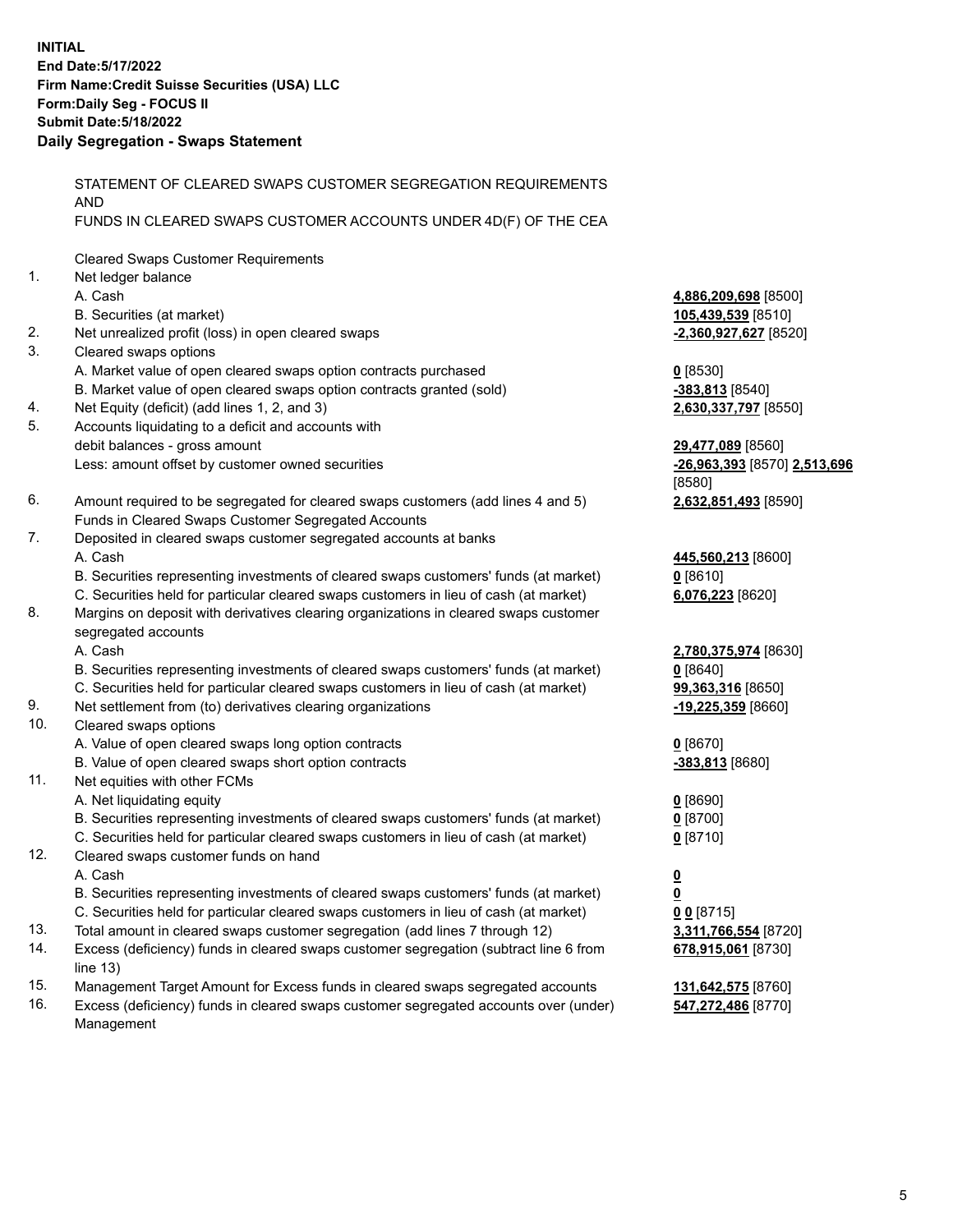**INITIAL**
**End Date:5/17/2022**
**Firm Name:Credit Suisse Securities (USA) LLC**
**Form:Daily Seg - FOCUS II**
**Submit Date:5/18/2022**
**Daily Segregation - Swaps Statement**

STATEMENT OF CLEARED SWAPS CUSTOMER SEGREGATION REQUIREMENTS AND
FUNDS IN CLEARED SWAPS CUSTOMER ACCOUNTS UNDER 4D(F) OF THE CEA

| | | |
|---|---|---|
| | Cleared Swaps Customer Requirements | |
| 1. | Net ledger balance | |
| | A. Cash | **4,886,209,698** [8500] |
| | B. Securities (at market) | **105,439,539** [8510] |
| 2. | Net unrealized profit (loss) in open cleared swaps | **-2,360,927,627** [8520] |
| 3. | Cleared swaps options | |
| | A. Market value of open cleared swaps option contracts purchased | **0** [8530] |
| | B. Market value of open cleared swaps option contracts granted (sold) | **-383,813** [8540] |
| 4. | Net Equity (deficit) (add lines 1, 2, and 3) | **2,630,337,797** [8550] |
| 5. | Accounts liquidating to a deficit and accounts with debit balances - gross amount | **29,477,089** [8560] |
| | Less: amount offset by customer owned securities | **-26,963,393** [8570] **2,513,696** [8580] |
| 6. | Amount required to be segregated for cleared swaps customers (add lines 4 and 5) | **2,632,851,493** [8590] |
| | Funds in Cleared Swaps Customer Segregated Accounts | |
| 7. | Deposited in cleared swaps customer segregated accounts at banks | |
| | A. Cash | **445,560,213** [8600] |
| | B. Securities representing investments of cleared swaps customers' funds (at market) | **0** [8610] |
| | C. Securities held for particular cleared swaps customers in lieu of cash (at market) | **6,076,223** [8620] |
| 8. | Margins on deposit with derivatives clearing organizations in cleared swaps customer segregated accounts | |
| | A. Cash | **2,780,375,974** [8630] |
| | B. Securities representing investments of cleared swaps customers' funds (at market) | **0** [8640] |
| | C. Securities held for particular cleared swaps customers in lieu of cash (at market) | **99,363,316** [8650] |
| 9. | Net settlement from (to) derivatives clearing organizations | **-19,225,359** [8660] |
| 10. | Cleared swaps options | |
| | A. Value of open cleared swaps long option contracts | **0** [8670] |
| | B. Value of open cleared swaps short option contracts | **-383,813** [8680] |
| 11. | Net equities with other FCMs | |
| | A. Net liquidating equity | **0** [8690] |
| | B. Securities representing investments of cleared swaps customers' funds (at market) | **0** [8700] |
| | C. Securities held for particular cleared swaps customers in lieu of cash (at market) | **0** [8710] |
| 12. | Cleared swaps customer funds on hand | |
| | A. Cash | **0** |
| | B. Securities representing investments of cleared swaps customers' funds (at market) | **0** |
| | C. Securities held for particular cleared swaps customers in lieu of cash (at market) | **0** **0** [8715] |
| 13. | Total amount in cleared swaps customer segregation (add lines 7 through 12) | **3,311,766,554** [8720] |
| 14. | Excess (deficiency) funds in cleared swaps customer segregation (subtract line 6 from line 13) | **678,915,061** [8730] |
| 15. | Management Target Amount for Excess funds in cleared swaps segregated accounts | **131,642,575** [8760] |
| 16. | Excess (deficiency) funds in cleared swaps customer segregated accounts over (under) Management | **547,272,486** [8770] |